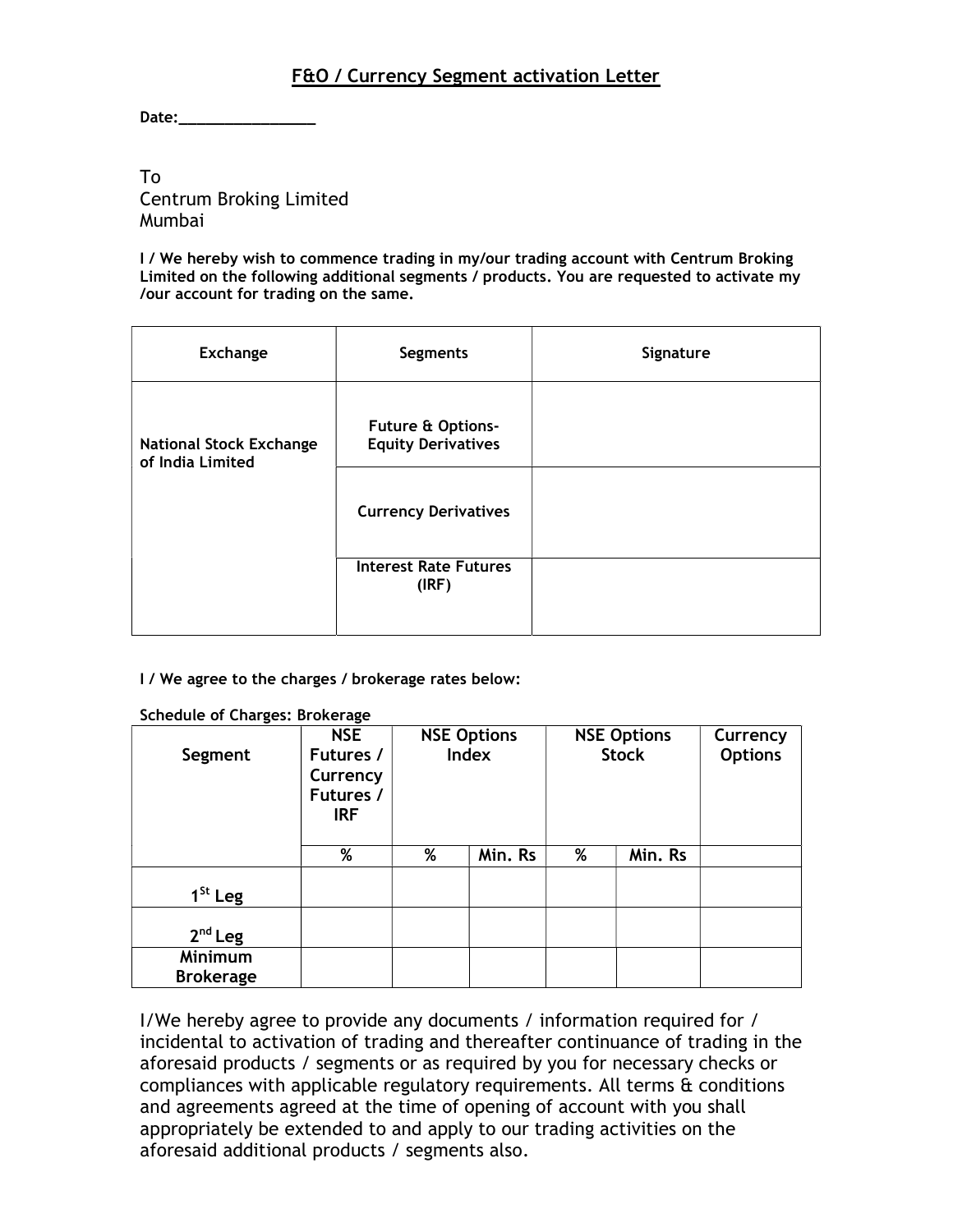# F&O / Currency Segment activation Letter

**Date:________________**

To
Centrum Broking Limited
Mumbai

**I / We hereby wish to commence trading in my/our trading account with Centrum Broking Limited on the following additional segments / products. You are requested to activate my /our account for trading on the same.**

| Exchange | Segments | Signature |
|---|---|---|
| National Stock Exchange of India Limited | Future & Options- Equity Derivatives | |
| | Currency Derivatives | |
| | Interest Rate Futures (IRF) | |

**I / We agree to the charges / brokerage rates below:**

**Schedule of Charges: Brokerage**

| Segment | NSE Futures / Currency Futures / IRF | NSE Options Index | | NSE Options Stock | | Currency Options |
|---|---|---|---|---|---|---|
| | % | % | Min. Rs | % | Min. Rs | |
| $1^{St}$ Leg | | | | | | |
| $2^{nd}$ Leg | | | | | | |
| Minimum Brokerage | | | | | | |

I/We hereby agree to provide any documents / information required for / incidental to activation of trading and thereafter continuance of trading in the aforesaid products / segments or as required by you for necessary checks or compliances with applicable regulatory requirements. All terms & conditions and agreements agreed at the time of opening of account with you shall appropriately be extended to and apply to our trading activities on the aforesaid additional products / segments also.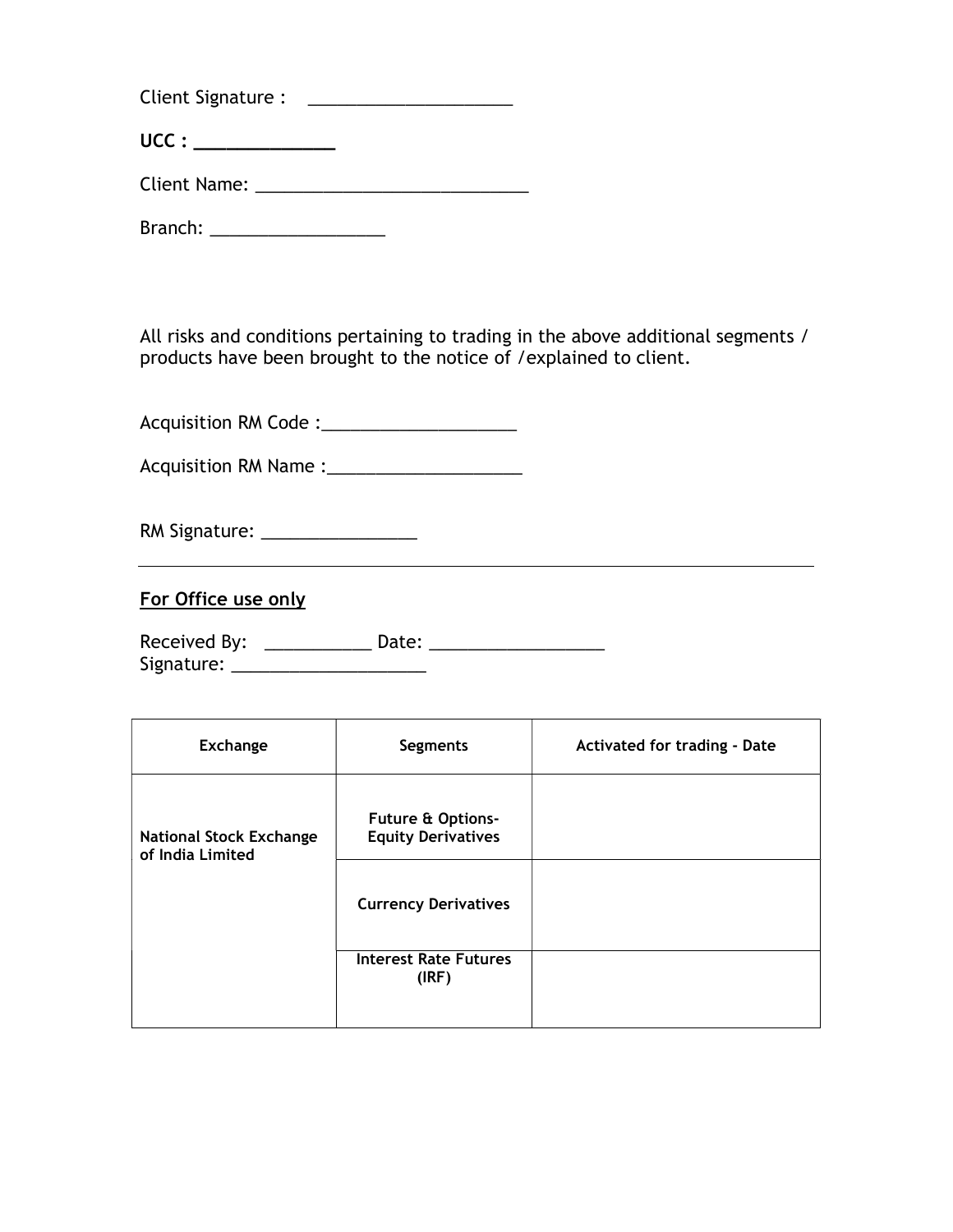Client Signature : ______________________

**UCC : ______________**

Client Name: _____________________________

Branch: __________________

All risks and conditions pertaining to trading in the above additional segments / products have been brought to the notice of /explained to client.

Acquisition RM Code :____________________

Acquisition RM Name :____________________

RM Signature: ________________

---

**<u>For Office use only</u>**

Received By: ___________ Date: __________________
Signature: ____________________

| Exchange | Segments | Activated for trading - Date |
|---|---|---|
| **National Stock Exchange of India Limited** | **Future & Options- Equity Derivatives** | |
| | **Currency Derivatives** | |
| | **Interest Rate Futures (IRF)** | |